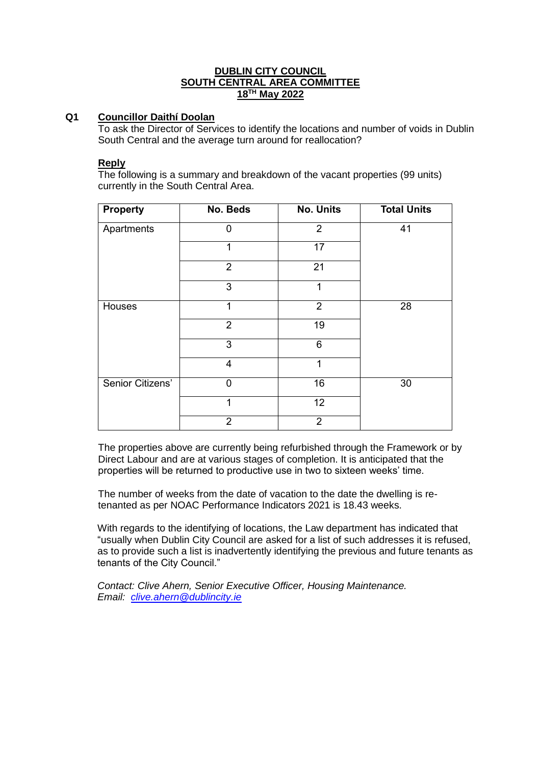# DUBLIN CITY COUNCIL
## SOUTH CENTRAL AREA COMMITTEE
## 18TH May 2022

**Q1** **Councillor Daithí Doolan**

To ask the Director of Services to identify the locations and number of voids in Dublin South Central and the average turn around for reallocation?

**Reply**

The following is a summary and breakdown of the vacant properties (99 units) currently in the South Central Area.

| Property | No. Beds | No. Units | Total Units |
|---|---|---|---|
| Apartments | 0 | 2 | 41 |
| | 1 | 17 | |
| | 2 | 21 | |
| | 3 | 1 | |
| Houses | 1 | 2 | 28 |
| | 2 | 19 | |
| | 3 | 6 | |
| | 4 | 1 | |
| Senior Citizens' | 0 | 16 | 30 |
| | 1 | 12 | |
| | 2 | 2 | |

The properties above are currently being refurbished through the Framework or by Direct Labour and are at various stages of completion. It is anticipated that the properties will be returned to productive use in two to sixteen weeks' time.

The number of weeks from the date of vacation to the date the dwelling is re-tenanted as per NOAC Performance Indicators 2021 is 18.43 weeks.

With regards to the identifying of locations, the Law department has indicated that "usually when Dublin City Council are asked for a list of such addresses it is refused, as to provide such a list is inadvertently identifying the previous and future tenants as tenants of the City Council."

*Contact: Clive Ahern, Senior Executive Officer, Housing Maintenance.*
*Email: clive.ahern@dublincity.ie*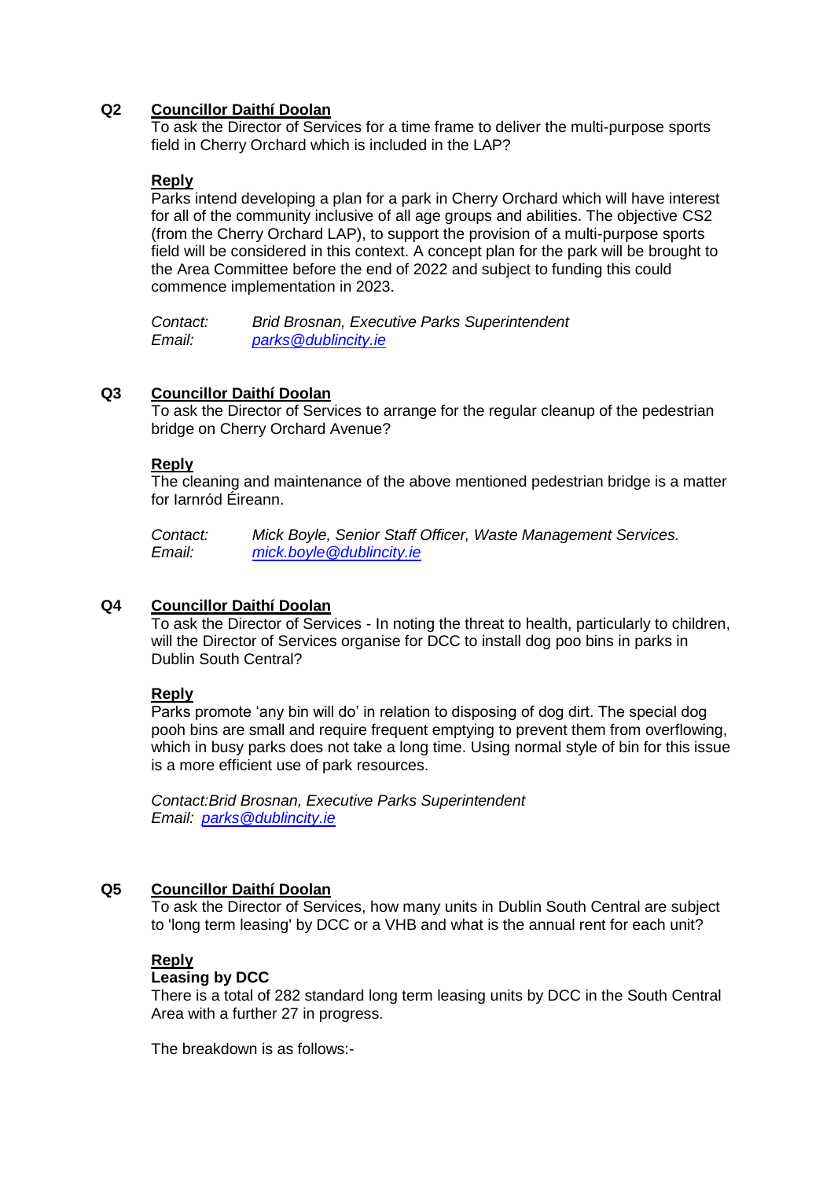**Q2** **Councillor Daithí Doolan**

To ask the Director of Services for a time frame to deliver the multi-purpose sports field in Cherry Orchard which is included in the LAP?

**Reply**

Parks intend developing a plan for a park in Cherry Orchard which will have interest for all of the community inclusive of all age groups and abilities. The objective CS2 (from the Cherry Orchard LAP), to support the provision of a multi-purpose sports field will be considered in this context. A concept plan for the park will be brought to the Area Committee before the end of 2022 and subject to funding this could commence implementation in 2023.

*Contact:* *Brid Brosnan, Executive Parks Superintendent*
*Email:* *parks@dublincity.ie*

**Q3** **Councillor Daithí Doolan**

To ask the Director of Services to arrange for the regular cleanup of the pedestrian bridge on Cherry Orchard Avenue?

**Reply**

The cleaning and maintenance of the above mentioned pedestrian bridge is a matter for Iarnród Éireann.

*Contact:* *Mick Boyle, Senior Staff Officer, Waste Management Services.*
*Email:* *mick.boyle@dublincity.ie*

**Q4** **Councillor Daithí Doolan**

To ask the Director of Services - In noting the threat to health, particularly to children, will the Director of Services organise for DCC to install dog poo bins in parks in Dublin South Central?

**Reply**

Parks promote 'any bin will do' in relation to disposing of dog dirt. The special dog pooh bins are small and require frequent emptying to prevent them from overflowing, which in busy parks does not take a long time. Using normal style of bin for this issue is a more efficient use of park resources.

*Contact:Brid Brosnan, Executive Parks Superintendent*
*Email: parks@dublincity.ie*

**Q5** **Councillor Daithí Doolan**

To ask the Director of Services, how many units in Dublin South Central are subject to 'long term leasing' by DCC or a VHB and what is the annual rent for each unit?

**Reply**

**Leasing by DCC**

There is a total of 282 standard long term leasing units by DCC in the South Central Area with a further 27 in progress.

The breakdown is as follows:-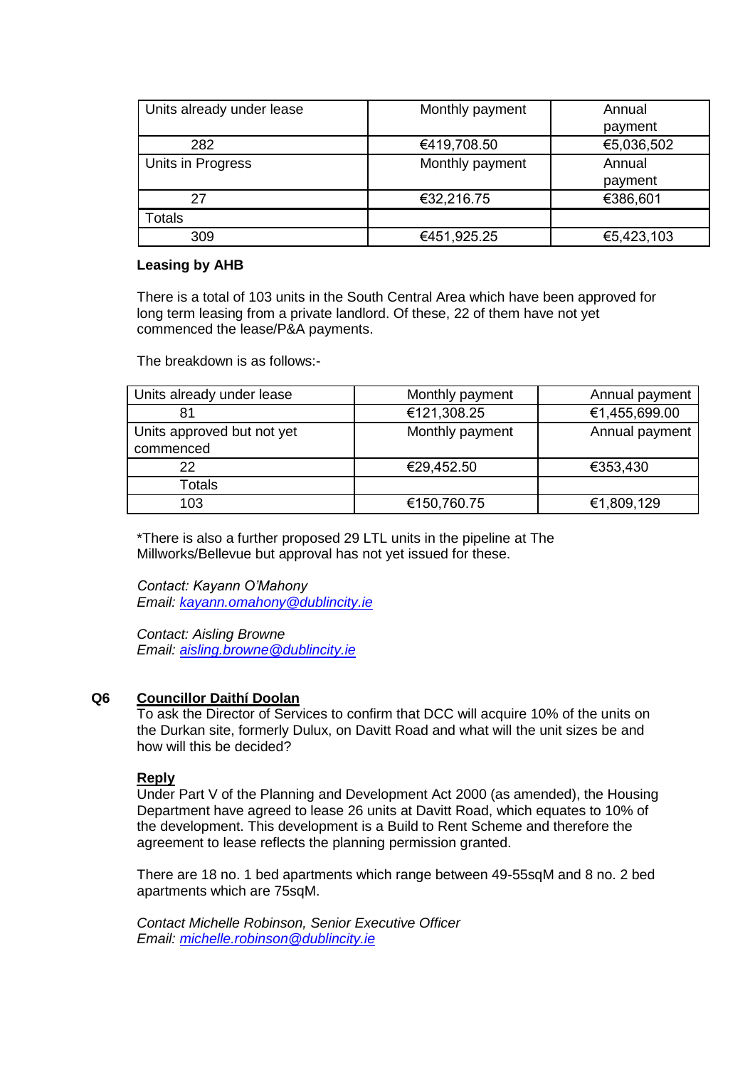| Units already under lease | Monthly payment | Annual payment |
|---|---|---|
| 282 | €419,708.50 | €5,036,502 |
| Units in Progress | Monthly payment | Annual payment |
| 27 | €32,216.75 | €386,601 |
| Totals | | |
| 309 | €451,925.25 | €5,423,103 |

**Leasing by AHB**

There is a total of 103 units in the South Central Area which have been approved for long term leasing from a private landlord. Of these, 22 of them have not yet commenced the lease/P&A payments.

The breakdown is as follows:-

| Units already under lease | Monthly payment | Annual payment |
|---|---|---|
| 81 | €121,308.25 | €1,455,699.00 |
| Units approved but not yet commenced | Monthly payment | Annual payment |
| 22 | €29,452.50 | €353,430 |
| Totals | | |
| 103 | €150,760.75 | €1,809,129 |

*There is also a further proposed 29 LTL units in the pipeline at The Millworks/Bellevue but approval has not yet issued for these.

*Contact: Kayann O'Mahony*
*Email: kayann.omahony@dublincity.ie*

*Contact: Aisling Browne*
*Email: aisling.browne@dublincity.ie*

**Q6 Councillor Daithí Doolan**

To ask the Director of Services to confirm that DCC will acquire 10% of the units on the Durkan site, formerly Dulux, on Davitt Road and what will the unit sizes be and how will this be decided?

**Reply**

Under Part V of the Planning and Development Act 2000 (as amended), the Housing Department have agreed to lease 26 units at Davitt Road, which equates to 10% of the development. This development is a Build to Rent Scheme and therefore the agreement to lease reflects the planning permission granted.

There are 18 no. 1 bed apartments which range between 49-55sqM and 8 no. 2 bed apartments which are 75sqM.

*Contact Michelle Robinson, Senior Executive Officer*
*Email: michelle.robinson@dublincity.ie*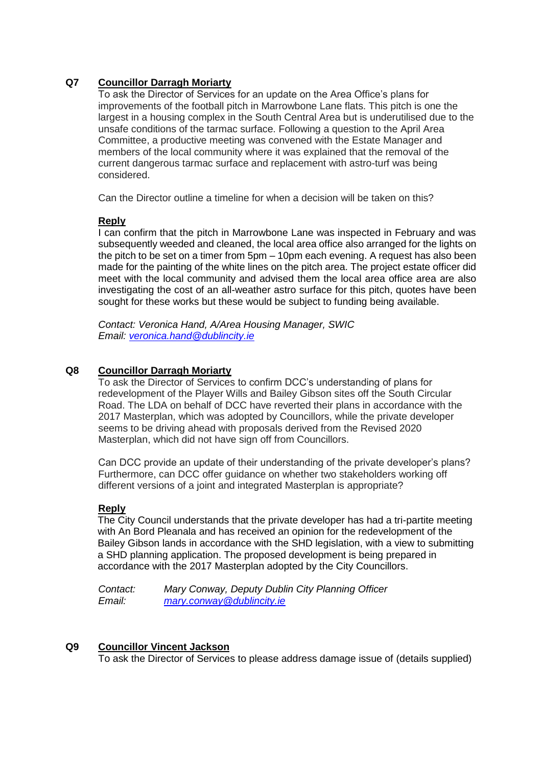**Q7** **Councillor Darragh Moriarty**

To ask the Director of Services for an update on the Area Office's plans for improvements of the football pitch in Marrowbone Lane flats. This pitch is one the largest in a housing complex in the South Central Area but is underutilised due to the unsafe conditions of the tarmac surface. Following a question to the April Area Committee, a productive meeting was convened with the Estate Manager and members of the local community where it was explained that the removal of the current dangerous tarmac surface and replacement with astro-turf was being considered.

Can the Director outline a timeline for when a decision will be taken on this?

**Reply**

I can confirm that the pitch in Marrowbone Lane was inspected in February and was subsequently weeded and cleaned, the local area office also arranged for the lights on the pitch to be set on a timer from 5pm – 10pm each evening. A request has also been made for the painting of the white lines on the pitch area. The project estate officer did meet with the local community and advised them the local area office area are also investigating the cost of an all-weather astro surface for this pitch, quotes have been sought for these works but these would be subject to funding being available.

*Contact: Veronica Hand, A/Area Housing Manager, SWIC*
*Email: veronica.hand@dublincity.ie*

**Q8** **Councillor Darragh Moriarty**

To ask the Director of Services to confirm DCC's understanding of plans for redevelopment of the Player Wills and Bailey Gibson sites off the South Circular Road. The LDA on behalf of DCC have reverted their plans in accordance with the 2017 Masterplan, which was adopted by Councillors, while the private developer seems to be driving ahead with proposals derived from the Revised 2020 Masterplan, which did not have sign off from Councillors.

Can DCC provide an update of their understanding of the private developer's plans? Furthermore, can DCC offer guidance on whether two stakeholders working off different versions of a joint and integrated Masterplan is appropriate?

**Reply**

The City Council understands that the private developer has had a tri-partite meeting with An Bord Pleanala and has received an opinion for the redevelopment of the Bailey Gibson lands in accordance with the SHD legislation, with a view to submitting a SHD planning application. The proposed development is being prepared in accordance with the 2017 Masterplan adopted by the City Councillors.

*Contact:* *Mary Conway, Deputy Dublin City Planning Officer*
*Email:* *mary.conway@dublincity.ie*

**Q9** **Councillor Vincent Jackson**

To ask the Director of Services to please address damage issue of (details supplied)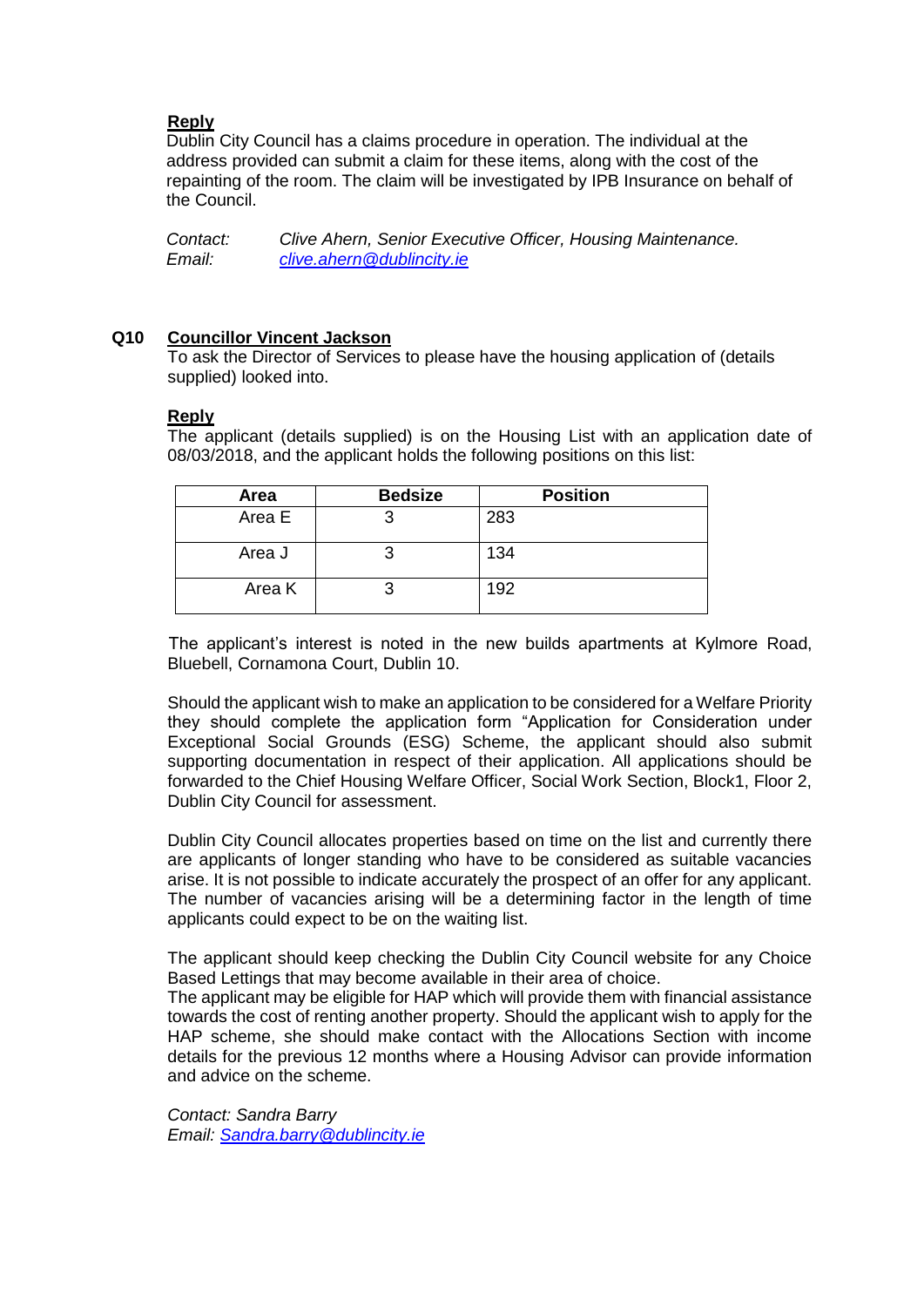**Reply**

Dublin City Council has a claims procedure in operation. The individual at the address provided can submit a claim for these items, along with the cost of the repainting of the room. The claim will be investigated by IPB Insurance on behalf of the Council.

*Contact: Clive Ahern, Senior Executive Officer, Housing Maintenance.*
*Email: clive.ahern@dublincity.ie*

**Q10 Councillor Vincent Jackson**

To ask the Director of Services to please have the housing application of (details supplied) looked into.

**Reply**

The applicant (details supplied) is on the Housing List with an application date of 08/03/2018, and the applicant holds the following positions on this list:

| Area | Bedsize | Position |
|---|---|---|
| Area E | 3 | 283 |
| Area J | 3 | 134 |
| Area K | 3 | 192 |

The applicant's interest is noted in the new builds apartments at Kylmore Road, Bluebell, Cornamona Court, Dublin 10.

Should the applicant wish to make an application to be considered for a Welfare Priority they should complete the application form "Application for Consideration under Exceptional Social Grounds (ESG) Scheme, the applicant should also submit supporting documentation in respect of their application. All applications should be forwarded to the Chief Housing Welfare Officer, Social Work Section, Block1, Floor 2, Dublin City Council for assessment.

Dublin City Council allocates properties based on time on the list and currently there are applicants of longer standing who have to be considered as suitable vacancies arise. It is not possible to indicate accurately the prospect of an offer for any applicant. The number of vacancies arising will be a determining factor in the length of time applicants could expect to be on the waiting list.

The applicant should keep checking the Dublin City Council website for any Choice Based Lettings that may become available in their area of choice.

The applicant may be eligible for HAP which will provide them with financial assistance towards the cost of renting another property. Should the applicant wish to apply for the HAP scheme, she should make contact with the Allocations Section with income details for the previous 12 months where a Housing Advisor can provide information and advice on the scheme.

*Contact: Sandra Barry*
*Email: Sandra.barry@dublincity.ie*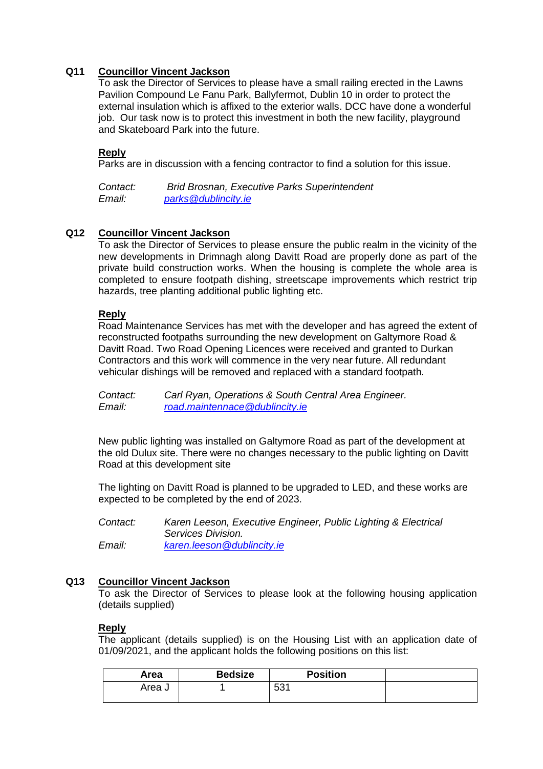**Q11 Councillor Vincent Jackson**

To ask the Director of Services to please have a small railing erected in the Lawns Pavilion Compound Le Fanu Park, Ballyfermot, Dublin 10 in order to protect the external insulation which is affixed to the exterior walls. DCC have done a wonderful job. Our task now is to protect this investment in both the new facility, playground and Skateboard Park into the future.

**Reply**

Parks are in discussion with a fencing contractor to find a solution for this issue.

*Contact:* *Brid Brosnan, Executive Parks Superintendent*
*Email:* parks@dublincity.ie

**Q12 Councillor Vincent Jackson**

To ask the Director of Services to please ensure the public realm in the vicinity of the new developments in Drimnagh along Davitt Road are properly done as part of the private build construction works. When the housing is complete the whole area is completed to ensure footpath dishing, streetscape improvements which restrict trip hazards, tree planting additional public lighting etc.

**Reply**

Road Maintenance Services has met with the developer and has agreed the extent of reconstructed footpaths surrounding the new development on Galtymore Road & Davitt Road. Two Road Opening Licences were received and granted to Durkan Contractors and this work will commence in the very near future. All redundant vehicular dishings will be removed and replaced with a standard footpath.

*Contact:* *Carl Ryan, Operations & South Central Area Engineer.*
*Email:* road.maintennace@dublincity.ie

New public lighting was installed on Galtymore Road as part of the development at the old Dulux site. There were no changes necessary to the public lighting on Davitt Road at this development site

The lighting on Davitt Road is planned to be upgraded to LED, and these works are expected to be completed by the end of 2023.

*Contact:* *Karen Leeson, Executive Engineer, Public Lighting & Electrical Services Division.*
*Email:* karen.leeson@dublincity.ie

**Q13 Councillor Vincent Jackson**

To ask the Director of Services to please look at the following housing application (details supplied)

**Reply**

The applicant (details supplied) is on the Housing List with an application date of 01/09/2021, and the applicant holds the following positions on this list:

| Area | Bedsize | Position | |
|---|---|---|---|
| Area J | 1 | 531 | |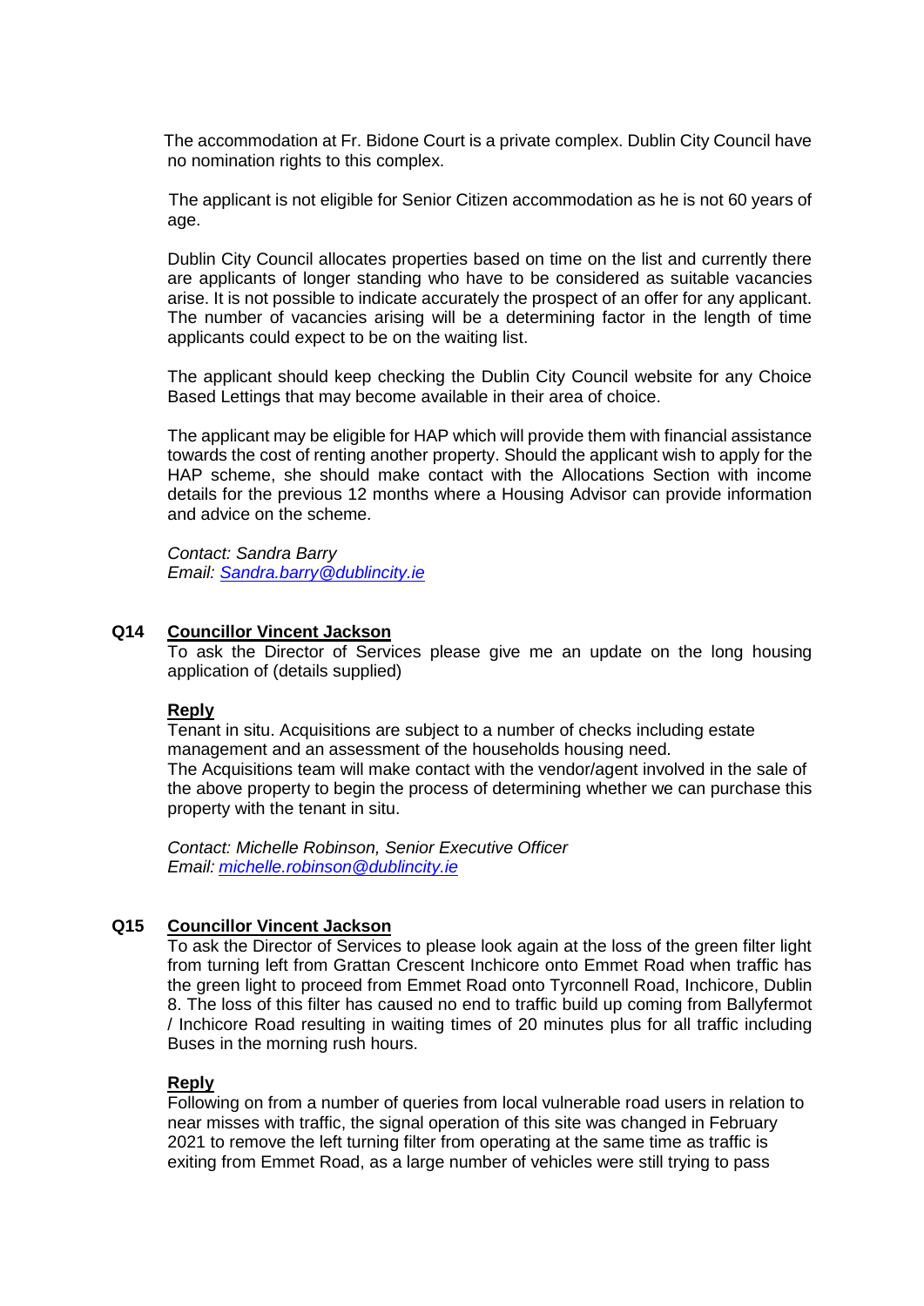The accommodation at Fr. Bidone Court is a private complex. Dublin City Council have no nomination rights to this complex.

The applicant is not eligible for Senior Citizen accommodation as he is not 60 years of age.

Dublin City Council allocates properties based on time on the list and currently there are applicants of longer standing who have to be considered as suitable vacancies arise. It is not possible to indicate accurately the prospect of an offer for any applicant. The number of vacancies arising will be a determining factor in the length of time applicants could expect to be on the waiting list.

The applicant should keep checking the Dublin City Council website for any Choice Based Lettings that may become available in their area of choice.

The applicant may be eligible for HAP which will provide them with financial assistance towards the cost of renting another property. Should the applicant wish to apply for the HAP scheme, she should make contact with the Allocations Section with income details for the previous 12 months where a Housing Advisor can provide information and advice on the scheme.

*Contact: Sandra Barry*
*Email: [Sandra.barry@dublincity.ie](mailto:Sandra.barry@dublincity.ie)*

**Q14 Councillor Vincent Jackson**

To ask the Director of Services please give me an update on the long housing application of (details supplied)

**Reply**

Tenant in situ. Acquisitions are subject to a number of checks including estate management and an assessment of the households housing need.
The Acquisitions team will make contact with the vendor/agent involved in the sale of the above property to begin the process of determining whether we can purchase this property with the tenant in situ.

*Contact: Michelle Robinson, Senior Executive Officer*
*Email: [michelle.robinson@dublincity.ie](mailto:michelle.robinson@dublincity.ie)*

**Q15 Councillor Vincent Jackson**

To ask the Director of Services to please look again at the loss of the green filter light from turning left from Grattan Crescent Inchicore onto Emmet Road when traffic has the green light to proceed from Emmet Road onto Tyrconnell Road, Inchicore, Dublin 8. The loss of this filter has caused no end to traffic build up coming from Ballyfermot / Inchicore Road resulting in waiting times of 20 minutes plus for all traffic including Buses in the morning rush hours.

**Reply**

Following on from a number of queries from local vulnerable road users in relation to near misses with traffic, the signal operation of this site was changed in February 2021 to remove the left turning filter from operating at the same time as traffic is exiting from Emmet Road, as a large number of vehicles were still trying to pass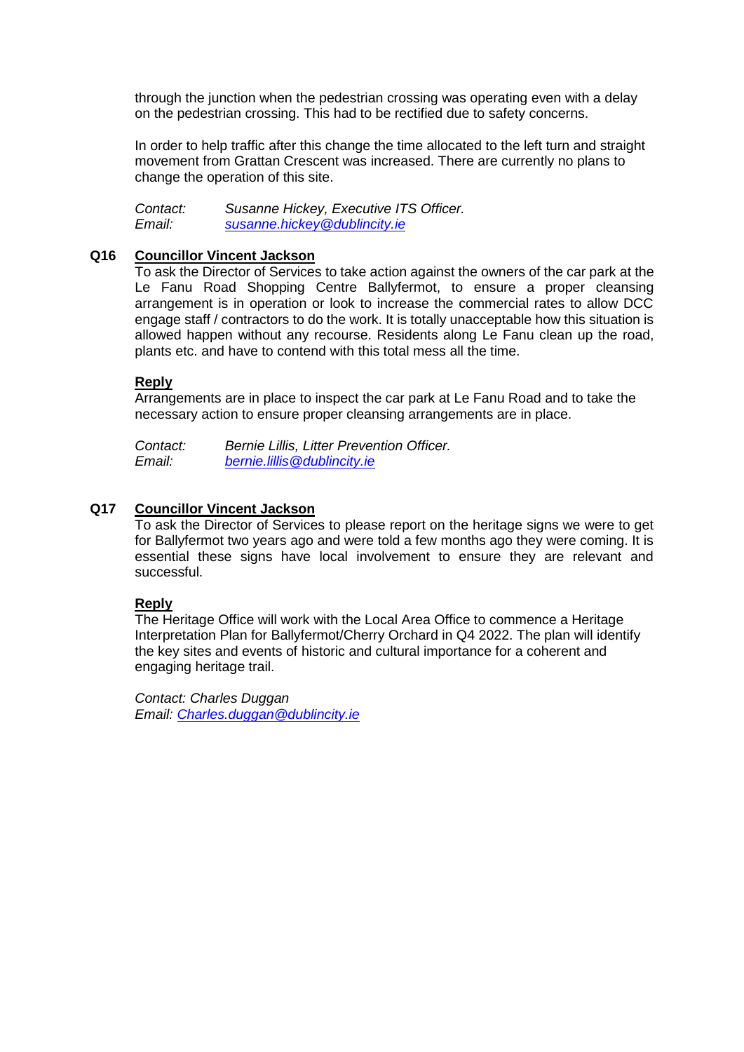through the junction when the pedestrian crossing was operating even with a delay on the pedestrian crossing. This had to be rectified due to safety concerns.

In order to help traffic after this change the time allocated to the left turn and straight movement from Grattan Crescent was increased. There are currently no plans to change the operation of this site.

*Contact:* *Susanne Hickey, Executive ITS Officer.*
*Email:* *susanne.hickey@dublincity.ie*

**Q16** **Councillor Vincent Jackson**

To ask the Director of Services to take action against the owners of the car park at the Le Fanu Road Shopping Centre Ballyfermot, to ensure a proper cleansing arrangement is in operation or look to increase the commercial rates to allow DCC engage staff / contractors to do the work. It is totally unacceptable how this situation is allowed happen without any recourse. Residents along Le Fanu clean up the road, plants etc. and have to contend with this total mess all the time.

**Reply**

Arrangements are in place to inspect the car park at Le Fanu Road and to take the necessary action to ensure proper cleansing arrangements are in place.

*Contact:* *Bernie Lillis, Litter Prevention Officer.*
*Email:* *bernie.lillis@dublincity.ie*

**Q17** **Councillor Vincent Jackson**

To ask the Director of Services to please report on the heritage signs we were to get for Ballyfermot two years ago and were told a few months ago they were coming. It is essential these signs have local involvement to ensure they are relevant and successful.

**Reply**

The Heritage Office will work with the Local Area Office to commence a Heritage Interpretation Plan for Ballyfermot/Cherry Orchard in Q4 2022. The plan will identify the key sites and events of historic and cultural importance for a coherent and engaging heritage trail.

*Contact: Charles Duggan*
*Email: Charles.duggan@dublincity.ie*